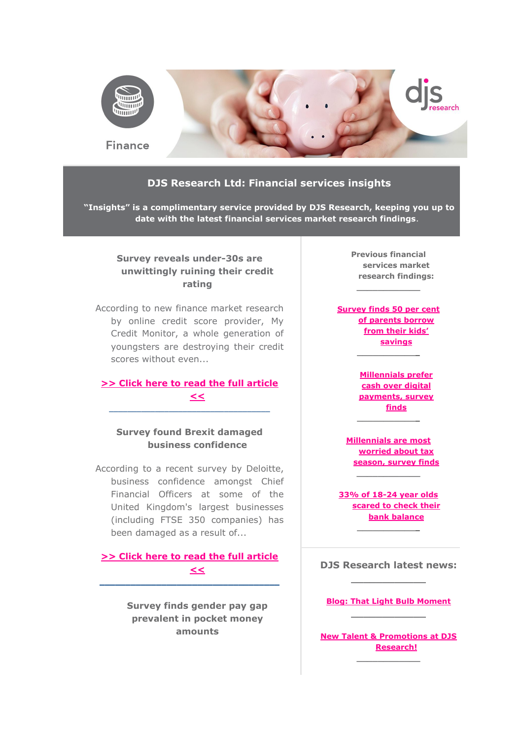Finance

# DJS Research Ltd: Financial services insights

**"Insights" is a complimentary service provided by DJS Research, keeping you up to date with the latest financial services market research findings.**

## Survey reveals under-30s are unwittingly ruining their credit rating

According to new finance market research by online credit score provider, My Credit Monitor, a whole generation of youngsters are destroying their credit scores without even...

**>> Click here to read the full article <<**

---

## Survey found Brexit damaged business confidence

According to a recent survey by Deloitte, business confidence amongst Chief Financial Officers at some of the United Kingdom's largest businesses (including FTSE 350 companies) has been damaged as a result of...

**>> Click here to read the full article <<**

---

## Survey finds gender pay gap prevalent in pocket money amounts

**Previous financial services market research findings:**

---

**Survey finds 50 per cent of parents borrow from their kids' savings**

---

**Millennials prefer cash over digital payments, survey finds**

---

**Millennials are most worried about tax season, survey finds**

---

**33% of 18-24 year olds scared to check their bank balance**

---

## DJS Research latest news:

---

**Blog: That Light Bulb Moment**

---

**New Talent & Promotions at DJS Research!**

---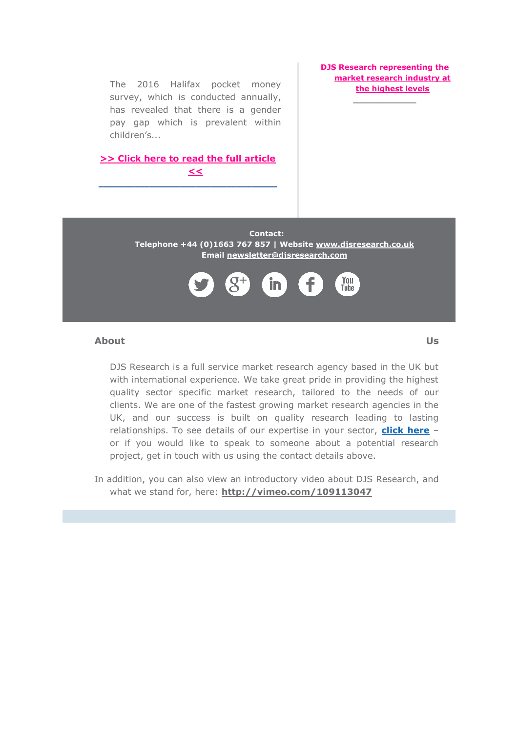The 2016 Halifax pocket money survey, which is conducted annually, has revealed that there is a gender pay gap which is prevalent within children's...

**>> Click here to read the full article <<**

---

**DJS Research representing the market research industry at the highest levels**

---

**Contact:**
**Telephone +44 (0)1663 767 857 | Website www.djsresearch.co.uk**
**Email newsletter@djsresearch.com**

## About Us

DJS Research is a full service market research agency based in the UK but with international experience. We take great pride in providing the highest quality sector specific market research, tailored to the needs of our clients. We are one of the fastest growing market research agencies in the UK, and our success is built on quality research leading to lasting relationships. To see details of our expertise in your sector, **click here** – or if you would like to speak to someone about a potential research project, get in touch with us using the contact details above.

In addition, you can also view an introductory video about DJS Research, and what we stand for, here: **http://vimeo.com/109113047**